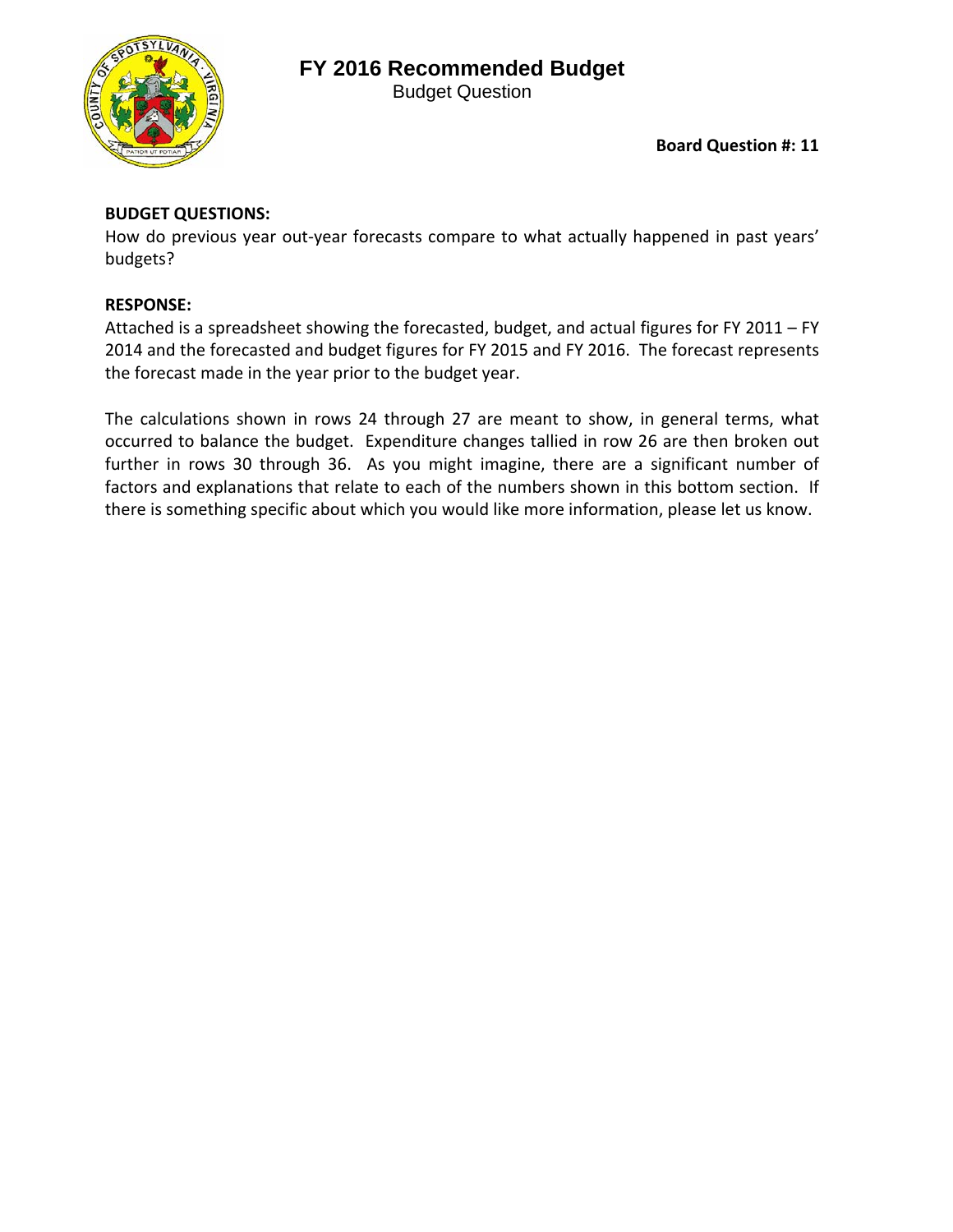# FY 2016 Recommended Budget

Budget Question

**Board Question #: 11**

**BUDGET QUESTIONS:**

How do previous year out-year forecasts compare to what actually happened in past years' budgets?

**RESPONSE:**

Attached is a spreadsheet showing the forecasted, budget, and actual figures for FY 2011 – FY 2014 and the forecasted and budget figures for FY 2015 and FY 2016. The forecast represents the forecast made in the year prior to the budget year.

The calculations shown in rows 24 through 27 are meant to show, in general terms, what occurred to balance the budget. Expenditure changes tallied in row 26 are then broken out further in rows 30 through 36. As you might imagine, there are a significant number of factors and explanations that relate to each of the numbers shown in this bottom section. If there is something specific about which you would like more information, please let us know.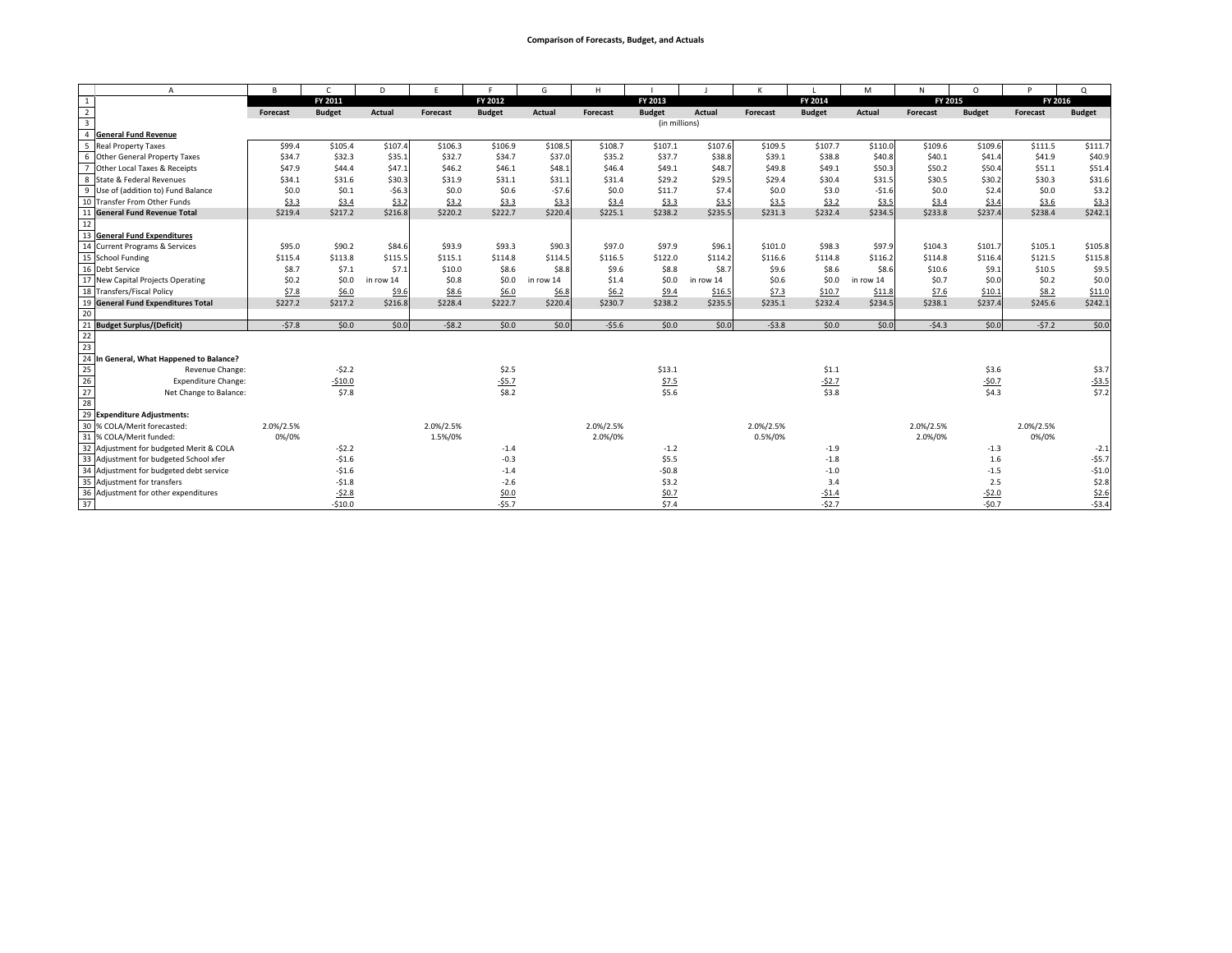**Comparison of Forecasts, Budget, and Actuals**

| | A | B | C | D | E | F | G | H | I | J | K | L | M | N | O | P | Q |
|---|---|---|---|---|---|---|---|---|---|---|---|---|---|---|---|---|---|
| 1 | | | **FY 2011** | | | **FY 2012** | | | **FY 2013** | | | **FY 2014** | | **FY 2015** | | **FY 2016** | |
| 2 | | **Forecast** | **Budget** | **Actual** | **Forecast** | **Budget** | **Actual** | **Forecast** | **Budget** | **Actual** | **Forecast** | **Budget** | **Actual** | **Forecast** | **Budget** | **Forecast** | **Budget** |
| 3 | | | | | | | | | (in millions) | | | | | | | | |
| 4 | **General Fund Revenue** | | | | | | | | | | | | | | | | |
| 5 | Real Property Taxes | $99.4 | $105.4 | $107.4 | $106.3 | $106.9 | $108.5 | $108.7 | $107.1 | $107.6 | $109.5 | $107.7 | $110.0 | $109.6 | $109.6 | $111.5 | $111.7 |
| 6 | Other General Property Taxes | $34.7 | $32.3 | $35.1 | $32.7 | $34.7 | $37.0 | $35.2 | $37.7 | $38.8 | $39.1 | $38.8 | $40.8 | $40.1 | $41.4 | $41.9 | $40.9 |
| 7 | Other Local Taxes & Receipts | $47.9 | $44.4 | $47.1 | $46.2 | $46.1 | $48.1 | $46.4 | $49.1 | $48.7 | $49.8 | $49.1 | $50.3 | $50.2 | $50.4 | $51.1 | $51.4 |
| 8 | State & Federal Revenues | $34.1 | $31.6 | $30.3 | $31.9 | $31.1 | $31.1 | $31.4 | $29.2 | $29.5 | $29.4 | $30.4 | $31.5 | $30.5 | $30.2 | $30.3 | $31.6 |
| 9 | Use of (addition to) Fund Balance | $0.0 | $0.1 | -$6.3 | $0.0 | $0.6 | -$7.6 | $0.0 | $11.7 | $7.4 | $0.0 | $3.0 | -$1.6 | $0.0 | $2.4 | $0.0 | $3.2 |
| 10 | Transfer From Other Funds | $3.3 | $3.4 | $3.2 | $3.2 | $3.3 | $3.3 | $3.4 | $3.3 | $3.5 | $3.5 | $3.2 | $3.5 | $3.4 | $3.4 | $3.6 | $3.3 |
| 11 | **General Fund Revenue Total** | $219.4 | $217.2 | $216.8 | $220.2 | $222.7 | $220.4 | $225.1 | $238.2 | $235.5 | $231.3 | $232.4 | $234.5 | $233.8 | $237.4 | $238.4 | $242.1 |
| 12 | | | | | | | | | | | | | | | | | |
| 13 | **General Fund Expenditures** | | | | | | | | | | | | | | | | |
| 14 | Current Programs & Services | $95.0 | $90.2 | $84.6 | $93.9 | $93.3 | $90.3 | $97.0 | $97.9 | $96.1 | $101.0 | $98.3 | $97.9 | $104.3 | $101.7 | $105.1 | $105.8 |
| 15 | School Funding | $115.4 | $113.8 | $115.5 | $115.1 | $114.8 | $114.5 | $116.5 | $122.0 | $114.2 | $116.6 | $114.8 | $116.2 | $114.8 | $116.4 | $121.5 | $115.8 |
| 16 | Debt Service | $8.7 | $7.1 | $7.1 | $10.0 | $8.6 | $8.8 | $9.6 | $8.8 | $8.7 | $9.6 | $8.6 | $8.6 | $10.6 | $9.1 | $10.5 | $9.5 |
| 17 | New Capital Projects Operating | $0.2 | $0.0 | in row 14 | $0.8 | $0.0 | in row 14 | $1.4 | $0.0 | in row 14 | $0.6 | $0.0 | in row 14 | $0.7 | $0.0 | $0.2 | $0.0 |
| 18 | Transfers/Fiscal Policy | $7.8 | $6.0 | $9.6 | $8.6 | $6.0 | $6.8 | $6.2 | $9.4 | $16.5 | $7.3 | $10.7 | $11.8 | $7.6 | $10.1 | $8.2 | $11.0 |
| 19 | **General Fund Expenditures Total** | $227.2 | $217.2 | $216.8 | $228.4 | $222.7 | $220.4 | $230.7 | $238.2 | $235.5 | $235.1 | $232.4 | $234.5 | $238.1 | $237.4 | $245.6 | $242.1 |
| 20 | | | | | | | | | | | | | | | | | |
| 21 | **Budget Surplus/(Deficit)** | -$7.8 | $0.0 | $0.0 | -$8.2 | $0.0 | $0.0 | -$5.6 | $0.0 | $0.0 | -$3.8 | $0.0 | $0.0 | -$4.3 | $0.0 | -$7.2 | $0.0 |
| 22 | | | | | | | | | | | | | | | | | |
| 23 | | | | | | | | | | | | | | | | | |
| 24 | **In General, What Happened to Balance?** | | | | | | | | | | | | | | | | |
| 25 | Revenue Change: | | -$2.2 | | | $2.5 | | | $13.1 | | | $1.1 | | | $3.6 | | $3.7 |
| 26 | Expenditure Change: | | -$10.0 | | | -$5.7 | | | $7.5 | | | -$2.7 | | | -$0.7 | | -$3.5 |
| 27 | Net Change to Balance: | | $7.8 | | | $8.2 | | | $5.6 | | | $3.8 | | | $4.3 | | $7.2 |
| 28 | | | | | | | | | | | | | | | | | |
| 29 | **Expenditure Adjustments:** | | | | | | | | | | | | | | | | |
| 30 | % COLA/Merit forecasted: | 2.0%/2.5% | | | 2.0%/2.5% | | | 2.0%/2.5% | | | 2.0%/2.5% | | | 2.0%/2.5% | | 2.0%/2.5% | |
| 31 | % COLA/Merit funded: | 0%/0% | | | 1.5%/0% | | | 2.0%/0% | | | 0.5%/0% | | | 2.0%/0% | | 0%/0% | |
| 32 | Adjustment for budgeted Merit & COLA | | -$2.2 | | | -1.4 | | | -1.2 | | | -1.9 | | | -1.3 | | -2.1 |
| 33 | Adjustment for budgeted School xfer | | -$1.6 | | | -0.3 | | | $5.5 | | | -1.8 | | | 1.6 | | -$5.7 |
| 34 | Adjustment for budgeted debt service | | -$1.6 | | | -1.4 | | | -$0.8 | | | -1.0 | | | -1.5 | | -$1.0 |
| 35 | Adjustment for transfers | | -$1.8 | | | -2.6 | | | $3.2 | | | 3.4 | | | 2.5 | | $2.8 |
| 36 | Adjustment for other expenditures | | -$2.8 | | | $0.0 | | | $0.7 | | | -$1.4 | | | -$2.0 | | $2.6 |
| 37 | | | -$10.0 | | | -$5.7 | | | $7.4 | | | -$2.7 | | | -$0.7 | | -$3.4 |